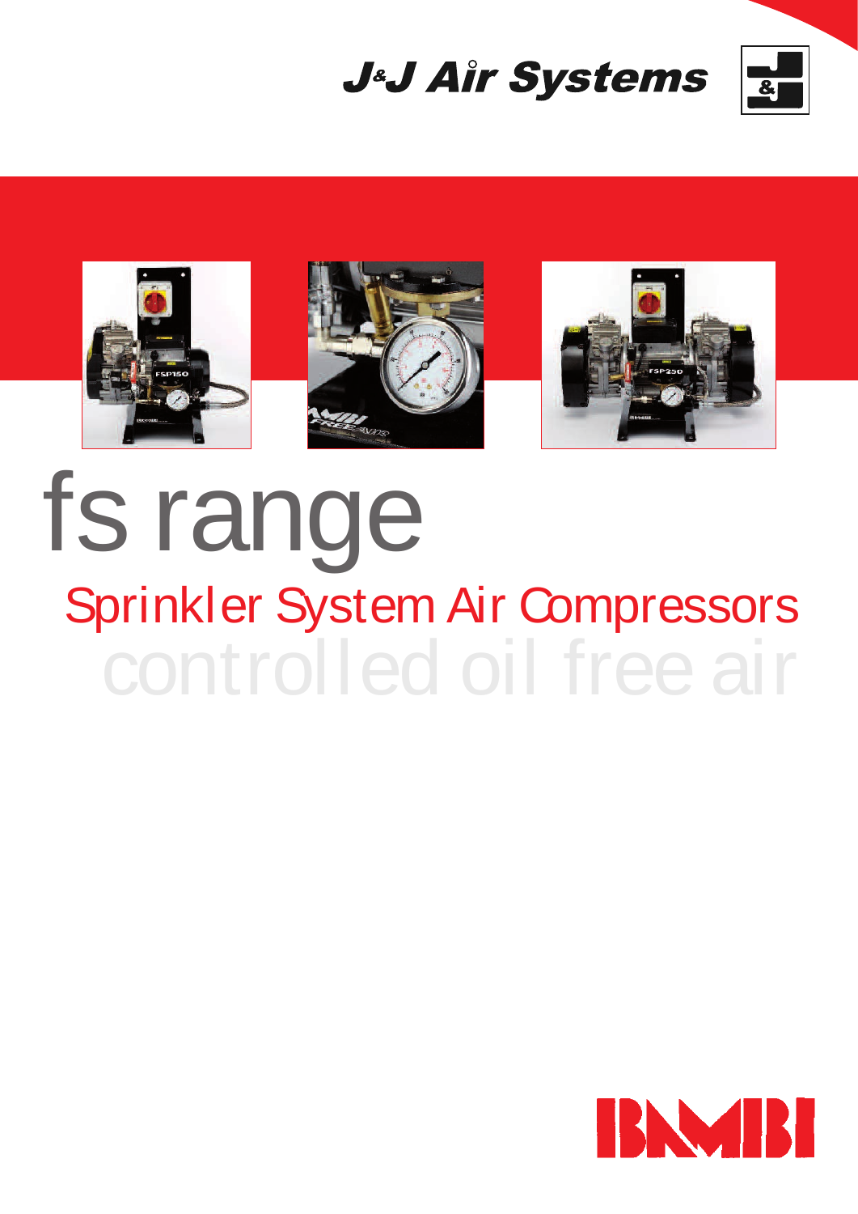J&J Air Systems

# fs range

## Sprinkler System Air Compressors

controlled oil free air

BAMBI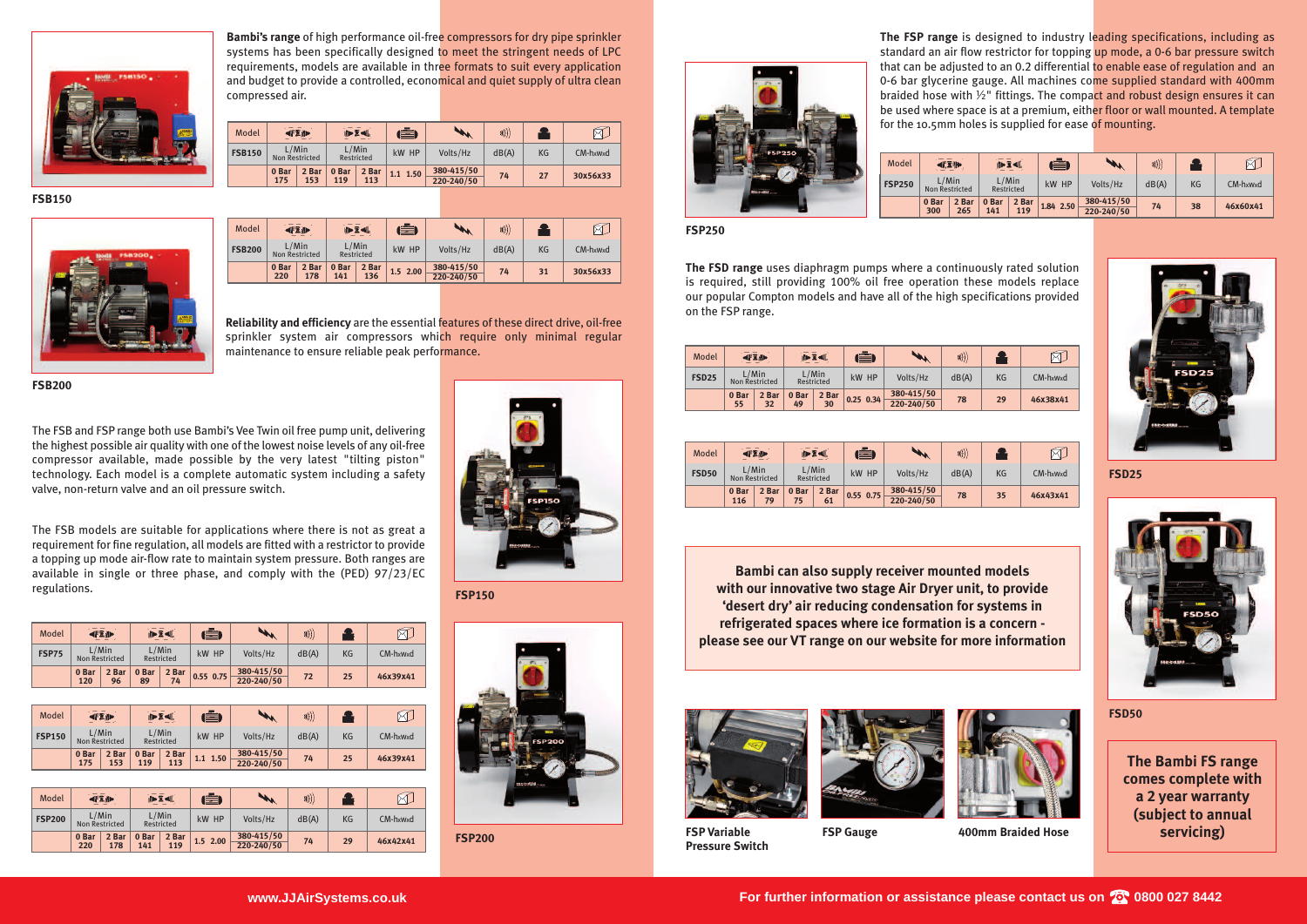**Bambi's range** of high performance oil-free compressors for dry pipe sprinkler systems has been specifically designed to meet the stringent needs of LPC requirements, models are available in three formats to suit every application and budget to provide a controlled, economical and quiet supply of ultra clean compressed air.

FSB150

| Model | L/Min Non Restricted | | L/Min Restricted | | kW HP | | Volts/Hz | dB(A) | KG | CM-hxwxd |
|---|---|---|---|---|---|---|---|---|---|---|
| FSB150 | 0 Bar | 2 Bar | 0 Bar | 2 Bar | | | | | | |
| | 175 | 153 | 119 | 113 | 1.1 | 1.50 | 380-415/50 220-240/50 | 74 | 27 | 30x56x33 |

FSB200

| Model | L/Min Non Restricted | | L/Min Restricted | | kW HP | | Volts/Hz | dB(A) | KG | CM-hxwxd |
|---|---|---|---|---|---|---|---|---|---|---|
| FSB200 | 0 Bar | 2 Bar | 0 Bar | 2 Bar | | | | | | |
| | 220 | 178 | 141 | 136 | 1.5 | 2.00 | 380-415/50 220-240/50 | 74 | 31 | 30x56x33 |

**Reliability and efficiency** are the essential features of these direct drive, oil-free sprinkler system air compressors which require only minimal regular maintenance to ensure reliable peak performance.

The FSB and FSP range both use Bambi's Vee Twin oil free pump unit, delivering the highest possible air quality with one of the lowest noise levels of any oil-free compressor available, made possible by the very latest "tilting piston" technology. Each model is a complete automatic system including a safety valve, non-return valve and an oil pressure switch.

The FSB models are suitable for applications where there is not as great a requirement for fine regulation, all models are fitted with a restrictor to provide a topping up mode air-flow rate to maintain system pressure. Both ranges are available in single or three phase, and comply with the (PED) 97/23/EC regulations.

| Model | L/Min Non Restricted | | L/Min Restricted | | kW HP | | Volts/Hz | dB(A) | KG | CM-hxwxd |
|---|---|---|---|---|---|---|---|---|---|---|
| FSP75 | 0 Bar | 2 Bar | 0 Bar | 2 Bar | | | | | | |
| | 120 | 96 | 89 | 74 | 0.55 | 0.75 | 380-415/50 220-240/50 | 72 | 25 | 46x39x41 |

| Model | L/Min Non Restricted | | L/Min Restricted | | kW HP | | Volts/Hz | dB(A) | KG | CM-hxwxd |
|---|---|---|---|---|---|---|---|---|---|---|
| FSP150 | 0 Bar | 2 Bar | 0 Bar | 2 Bar | | | | | | |
| | 175 | 153 | 119 | 113 | 1.1 | 1.50 | 380-415/50 220-240/50 | 74 | 25 | 46x39x41 |

| Model | L/Min Non Restricted | | L/Min Restricted | | kW HP | | Volts/Hz | dB(A) | KG | CM-hxwxd |
|---|---|---|---|---|---|---|---|---|---|---|
| FSP200 | 0 Bar | 2 Bar | 0 Bar | 2 Bar | | | | | | |
| | 220 | 178 | 141 | 119 | 1.5 | 2.00 | 380-415/50 220-240/50 | 74 | 29 | 46x42x41 |

FSP150

FSP200

**The FSP range** is designed to industry leading specifications, including as standard an air flow restrictor for topping up mode, a 0-6 bar pressure switch that can be adjusted to an 0.2 differential to enable ease of regulation and an 0-6 bar glycerine gauge. All machines come supplied standard with 400mm braided hose with ½" fittings. The compact and robust design ensures it can be used where space is at a premium, either floor or wall mounted. A template for the 10.5mm holes is supplied for ease of mounting.

FSP250

| Model | L/Min Non Restricted | | L/Min Restricted | | kW HP | | Volts/Hz | dB(A) | KG | CM-hxwxd |
|---|---|---|---|---|---|---|---|---|---|---|
| FSP250 | 0 Bar | 2 Bar | 0 Bar | 2 Bar | | | | | | |
| | 300 | 265 | 141 | 119 | 1.84 | 2.50 | 380-415/50 220-240/50 | 74 | 38 | 46x60x41 |

**The FSD range** uses diaphragm pumps where a continuously rated solution is required, still providing 100% oil free operation these models replace our popular Compton models and have all of the high specifications provided on the FSP range.

| Model | L/Min Non Restricted | | L/Min Restricted | | kW HP | | Volts/Hz | dB(A) | KG | CM-hxwxd |
|---|---|---|---|---|---|---|---|---|---|---|
| FSD25 | 0 Bar | 2 Bar | 0 Bar | 2 Bar | | | | | | |
| | 55 | 32 | 49 | 30 | 0.25 | 0.34 | 380-415/50 220-240/50 | 78 | 29 | 46x38x41 |

| Model | L/Min Non Restricted | | L/Min Restricted | | kW HP | | Volts/Hz | dB(A) | KG | CM-hxwxd |
|---|---|---|---|---|---|---|---|---|---|---|
| FSD50 | 0 Bar | 2 Bar | 0 Bar | 2 Bar | | | | | | |
| | 116 | 79 | 75 | 61 | 0.55 | 0.75 | 380-415/50 220-240/50 | 78 | 35 | 46x43x41 |

FSD25

FSD50

**Bambi can also supply receiver mounted models with our innovative two stage Air Dryer unit, to provide 'desert dry' air reducing condensation for systems in refrigerated spaces where ice formation is a concern - please see our VT range on our website for more information**

FSP Variable Pressure Switch

FSP Gauge

400mm Braided Hose

**The Bambi FS range comes complete with a 2 year warranty (subject to annual servicing)**

www.JJAirSystems.co.uk

For further information or assistance please contact us on 0800 027 8442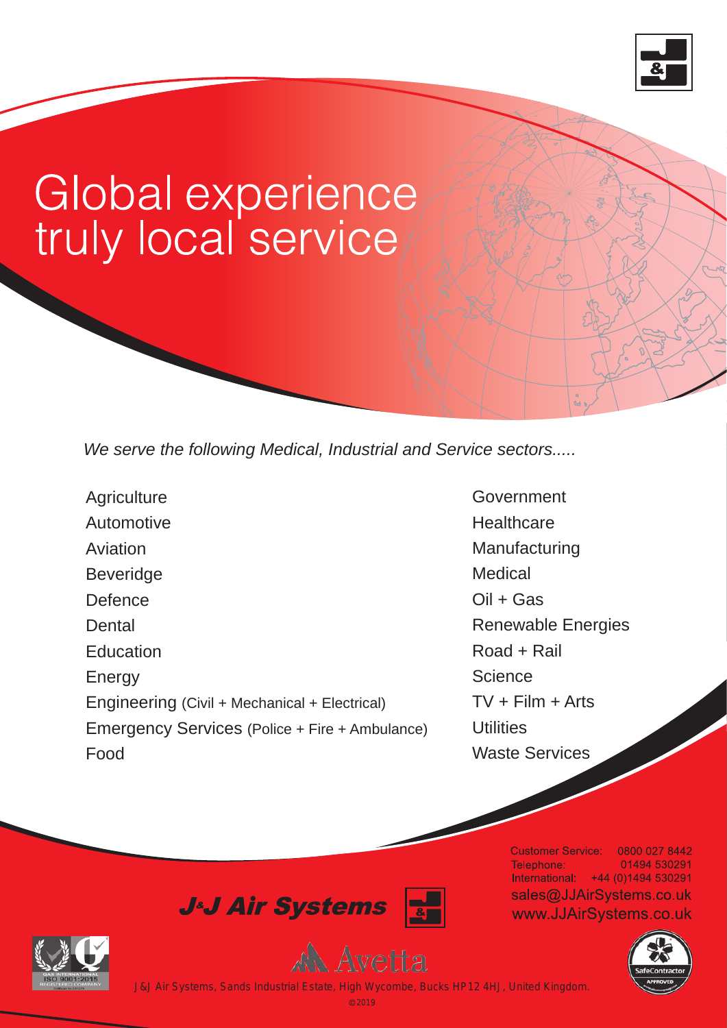# Global experience truly local service

*We serve the following Medical, Industrial and Service sectors.....*

- Agriculture
- Automotive
- Aviation
- Beveridge
- Defence
- Dental
- Education
- Energy
- Engineering (Civil + Mechanical + Electrical)
- Emergency Services (Police + Fire + Ambulance)
- Food
- Government
- Healthcare
- Manufacturing
- Medical
- Oil + Gas
- Renewable Energies
- Road + Rail
- Science
- TV + Film + Arts
- Utilities
- Waste Services

Customer Service: 0800 027 8442
Telephone: 01494 530291
International: +44 (0)1494 530291
sales@JJAirSystems.co.uk
www.JJAirSystems.co.uk

J&J Air Systems

Avetta

J&J Air Systems, Sands Industrial Estate, High Wycombe, Bucks HP12 4HJ, United Kingdom.

©2019